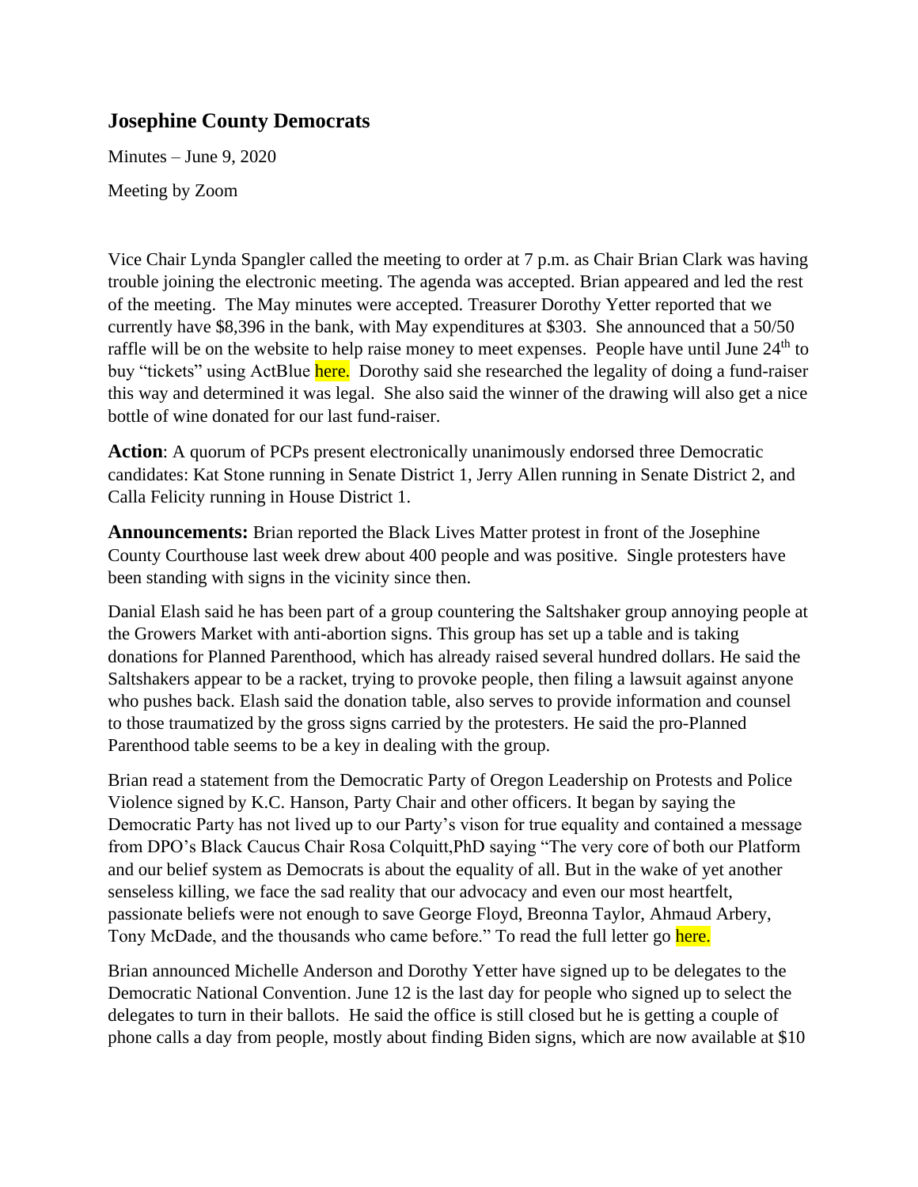## Josephine County Democrats

Minutes – June 9, 2020

Meeting by Zoom

Vice Chair Lynda Spangler called the meeting to order at 7 p.m. as Chair Brian Clark was having trouble joining the electronic meeting. The agenda was accepted. Brian appeared and led the rest of the meeting. The May minutes were accepted. Treasurer Dorothy Yetter reported that we currently have $8,396 in the bank, with May expenditures at $303. She announced that a 50/50 raffle will be on the website to help raise money to meet expenses. People have until June 24th to buy "tickets" using ActBlue here. Dorothy said she researched the legality of doing a fund-raiser this way and determined it was legal. She also said the winner of the drawing will also get a nice bottle of wine donated for our last fund-raiser.

**Action**: A quorum of PCPs present electronically unanimously endorsed three Democratic candidates: Kat Stone running in Senate District 1, Jerry Allen running in Senate District 2, and Calla Felicity running in House District 1.

**Announcements:** Brian reported the Black Lives Matter protest in front of the Josephine County Courthouse last week drew about 400 people and was positive. Single protesters have been standing with signs in the vicinity since then.

Danial Elash said he has been part of a group countering the Saltshaker group annoying people at the Growers Market with anti-abortion signs. This group has set up a table and is taking donations for Planned Parenthood, which has already raised several hundred dollars. He said the Saltshakers appear to be a racket, trying to provoke people, then filing a lawsuit against anyone who pushes back. Elash said the donation table, also serves to provide information and counsel to those traumatized by the gross signs carried by the protesters. He said the pro-Planned Parenthood table seems to be a key in dealing with the group.

Brian read a statement from the Democratic Party of Oregon Leadership on Protests and Police Violence signed by K.C. Hanson, Party Chair and other officers. It began by saying the Democratic Party has not lived up to our Party's vison for true equality and contained a message from DPO's Black Caucus Chair Rosa Colquitt,PhD saying "The very core of both our Platform and our belief system as Democrats is about the equality of all. But in the wake of yet another senseless killing, we face the sad reality that our advocacy and even our most heartfelt, passionate beliefs were not enough to save George Floyd, Breonna Taylor, Ahmaud Arbery, Tony McDade, and the thousands who came before." To read the full letter go here.

Brian announced Michelle Anderson and Dorothy Yetter have signed up to be delegates to the Democratic National Convention. June 12 is the last day for people who signed up to select the delegates to turn in their ballots. He said the office is still closed but he is getting a couple of phone calls a day from people, mostly about finding Biden signs, which are now available at $10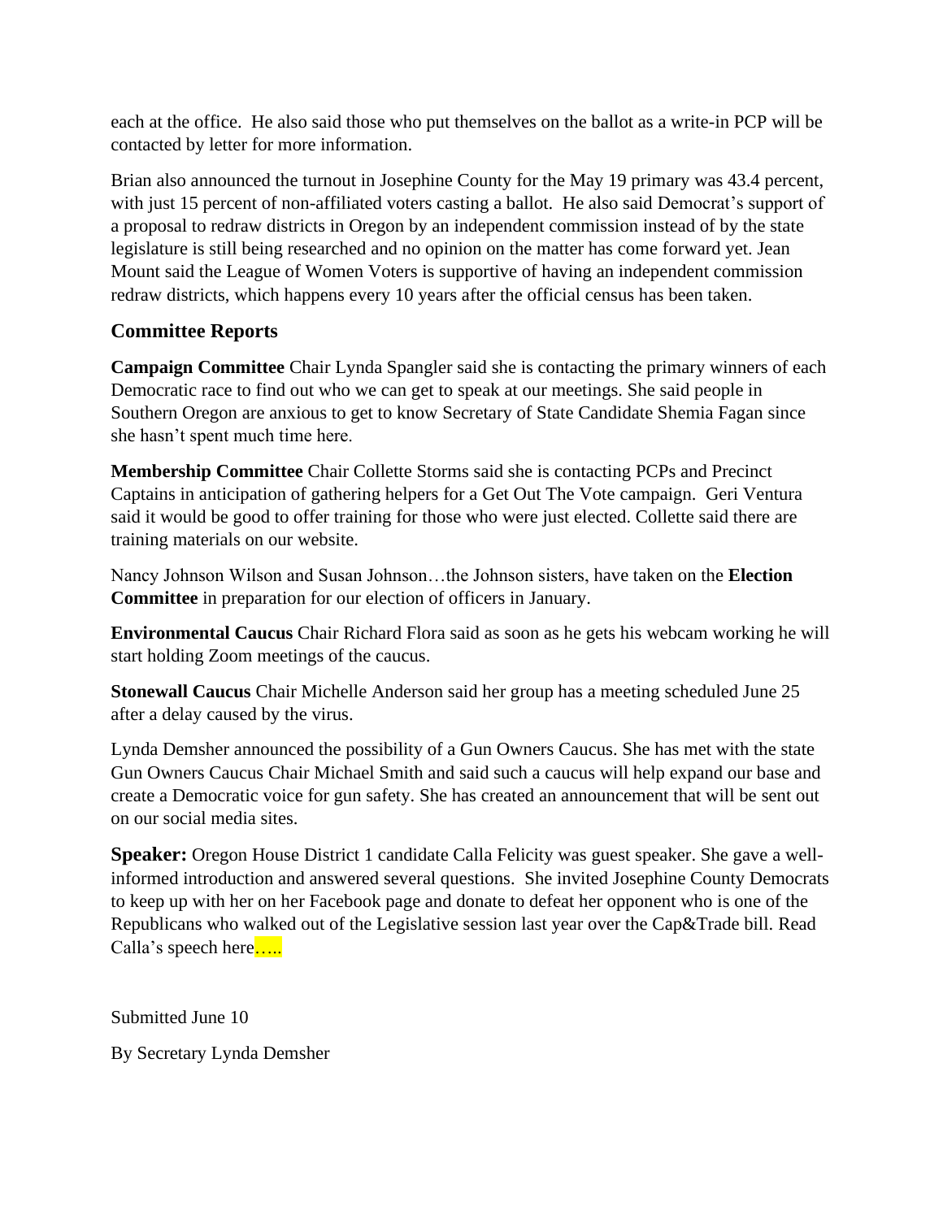each at the office. He also said those who put themselves on the ballot as a write-in PCP will be contacted by letter for more information.

Brian also announced the turnout in Josephine County for the May 19 primary was 43.4 percent, with just 15 percent of non-affiliated voters casting a ballot. He also said Democrat's support of a proposal to redraw districts in Oregon by an independent commission instead of by the state legislature is still being researched and no opinion on the matter has come forward yet. Jean Mount said the League of Women Voters is supportive of having an independent commission redraw districts, which happens every 10 years after the official census has been taken.

## Committee Reports

**Campaign Committee** Chair Lynda Spangler said she is contacting the primary winners of each Democratic race to find out who we can get to speak at our meetings. She said people in Southern Oregon are anxious to get to know Secretary of State Candidate Shemia Fagan since she hasn't spent much time here.

**Membership Committee** Chair Collette Storms said she is contacting PCPs and Precinct Captains in anticipation of gathering helpers for a Get Out The Vote campaign. Geri Ventura said it would be good to offer training for those who were just elected. Collette said there are training materials on our website.

Nancy Johnson Wilson and Susan Johnson…the Johnson sisters, have taken on the **Election Committee** in preparation for our election of officers in January.

**Environmental Caucus** Chair Richard Flora said as soon as he gets his webcam working he will start holding Zoom meetings of the caucus.

**Stonewall Caucus** Chair Michelle Anderson said her group has a meeting scheduled June 25 after a delay caused by the virus.

Lynda Demsher announced the possibility of a Gun Owners Caucus. She has met with the state Gun Owners Caucus Chair Michael Smith and said such a caucus will help expand our base and create a Democratic voice for gun safety. She has created an announcement that will be sent out on our social media sites.

**Speaker:** Oregon House District 1 candidate Calla Felicity was guest speaker. She gave a well-informed introduction and answered several questions. She invited Josephine County Democrats to keep up with her on her Facebook page and donate to defeat her opponent who is one of the Republicans who walked out of the Legislative session last year over the Cap&Trade bill. Read Calla's speech here…..

Submitted June 10

By Secretary Lynda Demsher